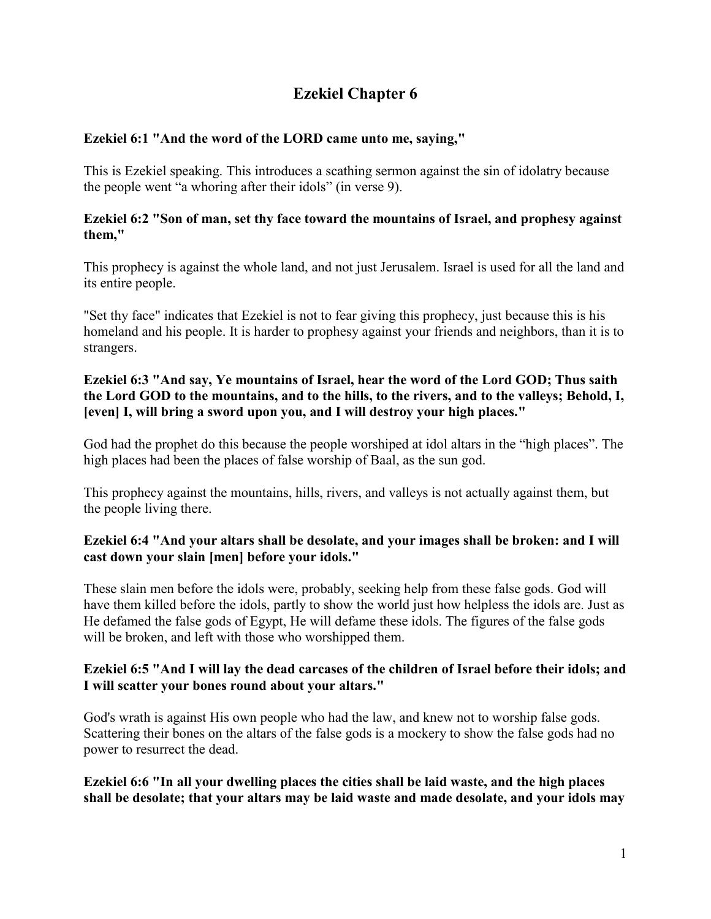# Ezekiel Chapter 6

**Ezekiel 6:1 "And the word of the LORD came unto me, saying,"**

This is Ezekiel speaking. This introduces a scathing sermon against the sin of idolatry because the people went "a whoring after their idols" (in verse 9).

**Ezekiel 6:2 "Son of man, set thy face toward the mountains of Israel, and prophesy against them,"**

This prophecy is against the whole land, and not just Jerusalem. Israel is used for all the land and its entire people.

"Set thy face" indicates that Ezekiel is not to fear giving this prophecy, just because this is his homeland and his people. It is harder to prophesy against your friends and neighbors, than it is to strangers.

**Ezekiel 6:3 "And say, Ye mountains of Israel, hear the word of the Lord GOD; Thus saith the Lord GOD to the mountains, and to the hills, to the rivers, and to the valleys; Behold, I, [even] I, will bring a sword upon you, and I will destroy your high places."**

God had the prophet do this because the people worshiped at idol altars in the "high places". The high places had been the places of false worship of Baal, as the sun god.

This prophecy against the mountains, hills, rivers, and valleys is not actually against them, but the people living there.

**Ezekiel 6:4 "And your altars shall be desolate, and your images shall be broken: and I will cast down your slain [men] before your idols."**

These slain men before the idols were, probably, seeking help from these false gods. God will have them killed before the idols, partly to show the world just how helpless the idols are. Just as He defamed the false gods of Egypt, He will defame these idols. The figures of the false gods will be broken, and left with those who worshipped them.

**Ezekiel 6:5 "And I will lay the dead carcases of the children of Israel before their idols; and I will scatter your bones round about your altars."**

God's wrath is against His own people who had the law, and knew not to worship false gods. Scattering their bones on the altars of the false gods is a mockery to show the false gods had no power to resurrect the dead.

**Ezekiel 6:6 "In all your dwelling places the cities shall be laid waste, and the high places shall be desolate; that your altars may be laid waste and made desolate, and your idols may**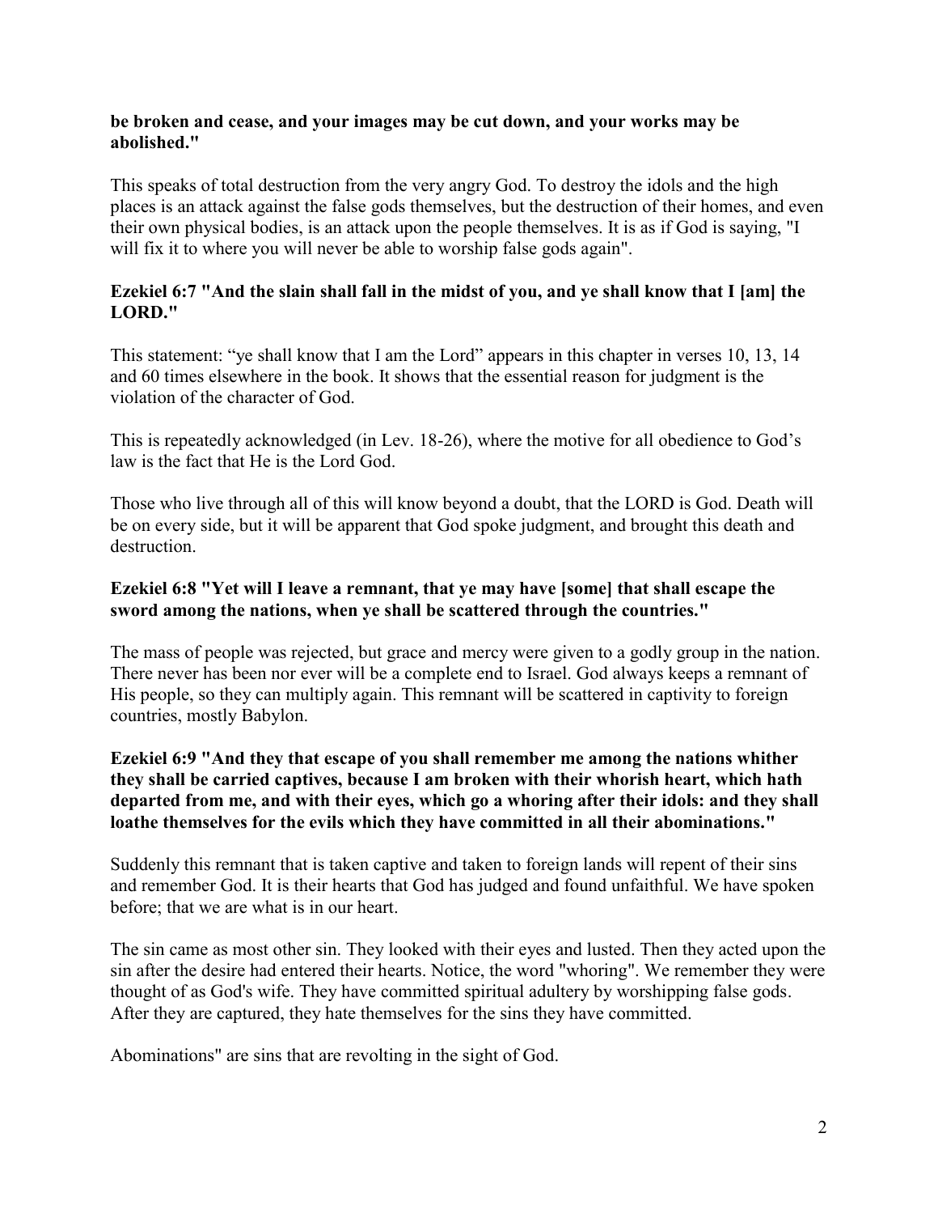**be broken and cease, and your images may be cut down, and your works may be abolished."**

This speaks of total destruction from the very angry God. To destroy the idols and the high places is an attack against the false gods themselves, but the destruction of their homes, and even their own physical bodies, is an attack upon the people themselves. It is as if God is saying, "I will fix it to where you will never be able to worship false gods again".

**Ezekiel 6:7 "And the slain shall fall in the midst of you, and ye shall know that I [am] the LORD."**

This statement: "ye shall know that I am the Lord" appears in this chapter in verses 10, 13, 14 and 60 times elsewhere in the book. It shows that the essential reason for judgment is the violation of the character of God.

This is repeatedly acknowledged (in Lev. 18-26), where the motive for all obedience to God's law is the fact that He is the Lord God.

Those who live through all of this will know beyond a doubt, that the LORD is God. Death will be on every side, but it will be apparent that God spoke judgment, and brought this death and destruction.

**Ezekiel 6:8 "Yet will I leave a remnant, that ye may have [some] that shall escape the sword among the nations, when ye shall be scattered through the countries."**

The mass of people was rejected, but grace and mercy were given to a godly group in the nation. There never has been nor ever will be a complete end to Israel. God always keeps a remnant of His people, so they can multiply again. This remnant will be scattered in captivity to foreign countries, mostly Babylon.

**Ezekiel 6:9 "And they that escape of you shall remember me among the nations whither they shall be carried captives, because I am broken with their whorish heart, which hath departed from me, and with their eyes, which go a whoring after their idols: and they shall loathe themselves for the evils which they have committed in all their abominations."**

Suddenly this remnant that is taken captive and taken to foreign lands will repent of their sins and remember God. It is their hearts that God has judged and found unfaithful. We have spoken before; that we are what is in our heart.

The sin came as most other sin. They looked with their eyes and lusted. Then they acted upon the sin after the desire had entered their hearts. Notice, the word "whoring". We remember they were thought of as God's wife. They have committed spiritual adultery by worshipping false gods. After they are captured, they hate themselves for the sins they have committed.

Abominations" are sins that are revolting in the sight of God.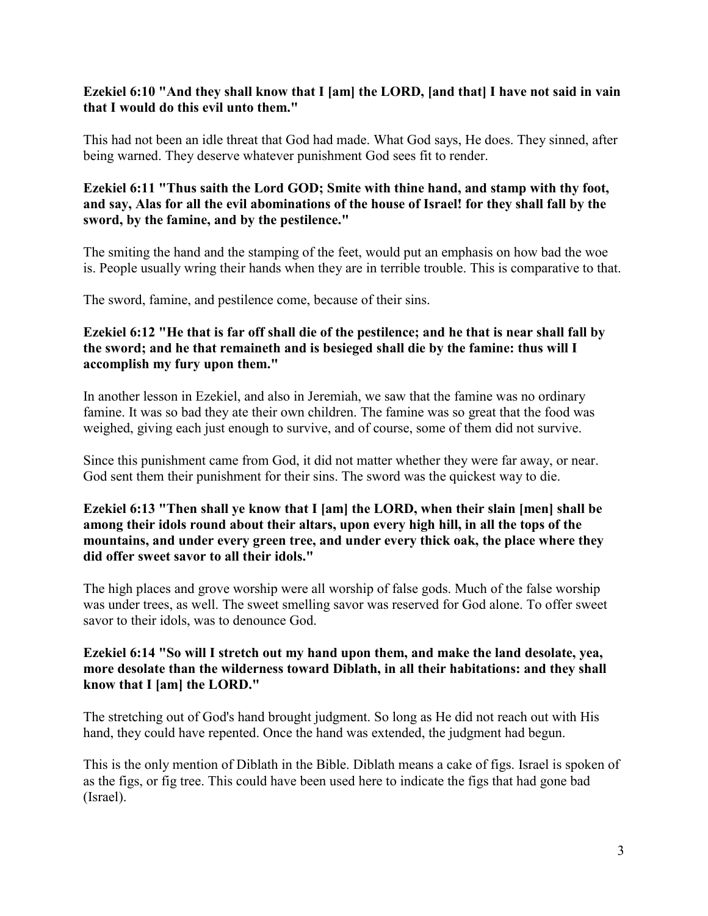**Ezekiel 6:10 "And they shall know that I [am] the LORD, [and that] I have not said in vain that I would do this evil unto them."**

This had not been an idle threat that God had made. What God says, He does. They sinned, after being warned. They deserve whatever punishment God sees fit to render.

**Ezekiel 6:11 "Thus saith the Lord GOD; Smite with thine hand, and stamp with thy foot, and say, Alas for all the evil abominations of the house of Israel! for they shall fall by the sword, by the famine, and by the pestilence."**

The smiting the hand and the stamping of the feet, would put an emphasis on how bad the woe is. People usually wring their hands when they are in terrible trouble. This is comparative to that.

The sword, famine, and pestilence come, because of their sins.

**Ezekiel 6:12 "He that is far off shall die of the pestilence; and he that is near shall fall by the sword; and he that remaineth and is besieged shall die by the famine: thus will I accomplish my fury upon them."**

In another lesson in Ezekiel, and also in Jeremiah, we saw that the famine was no ordinary famine. It was so bad they ate their own children. The famine was so great that the food was weighed, giving each just enough to survive, and of course, some of them did not survive.

Since this punishment came from God, it did not matter whether they were far away, or near. God sent them their punishment for their sins. The sword was the quickest way to die.

**Ezekiel 6:13 "Then shall ye know that I [am] the LORD, when their slain [men] shall be among their idols round about their altars, upon every high hill, in all the tops of the mountains, and under every green tree, and under every thick oak, the place where they did offer sweet savor to all their idols."**

The high places and grove worship were all worship of false gods. Much of the false worship was under trees, as well. The sweet smelling savor was reserved for God alone. To offer sweet savor to their idols, was to denounce God.

**Ezekiel 6:14 "So will I stretch out my hand upon them, and make the land desolate, yea, more desolate than the wilderness toward Diblath, in all their habitations: and they shall know that I [am] the LORD."**

The stretching out of God's hand brought judgment. So long as He did not reach out with His hand, they could have repented. Once the hand was extended, the judgment had begun.

This is the only mention of Diblath in the Bible. Diblath means a cake of figs. Israel is spoken of as the figs, or fig tree. This could have been used here to indicate the figs that had gone bad (Israel).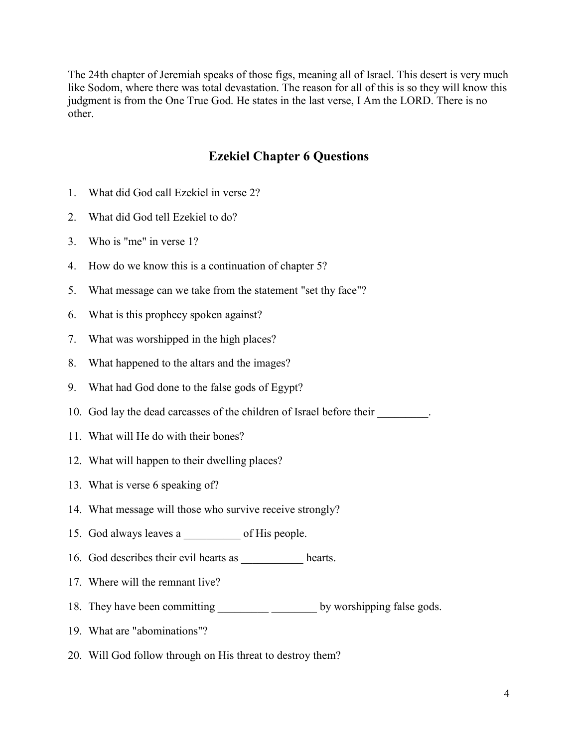The 24th chapter of Jeremiah speaks of those figs, meaning all of Israel. This desert is very much like Sodom, where there was total devastation. The reason for all of this is so they will know this judgment is from the One True God. He states in the last verse, I Am the LORD. There is no other.

## Ezekiel Chapter 6 Questions

1. What did God call Ezekiel in verse 2?
2. What did God tell Ezekiel to do?
3. Who is "me" in verse 1?
4. How do we know this is a continuation of chapter 5?
5. What message can we take from the statement "set thy face"?
6. What is this prophecy spoken against?
7. What was worshipped in the high places?
8. What happened to the altars and the images?
9. What had God done to the false gods of Egypt?
10. God lay the dead carcasses of the children of Israel before their _________.
11. What will He do with their bones?
12. What will happen to their dwelling places?
13. What is verse 6 speaking of?
14. What message will those who survive receive strongly?
15. God always leaves a __________ of His people.
16. God describes their evil hearts as ___________ hearts.
17. Where will the remnant live?
18. They have been committing _________ ________ by worshipping false gods.
19. What are "abominations"?
20. Will God follow through on His threat to destroy them?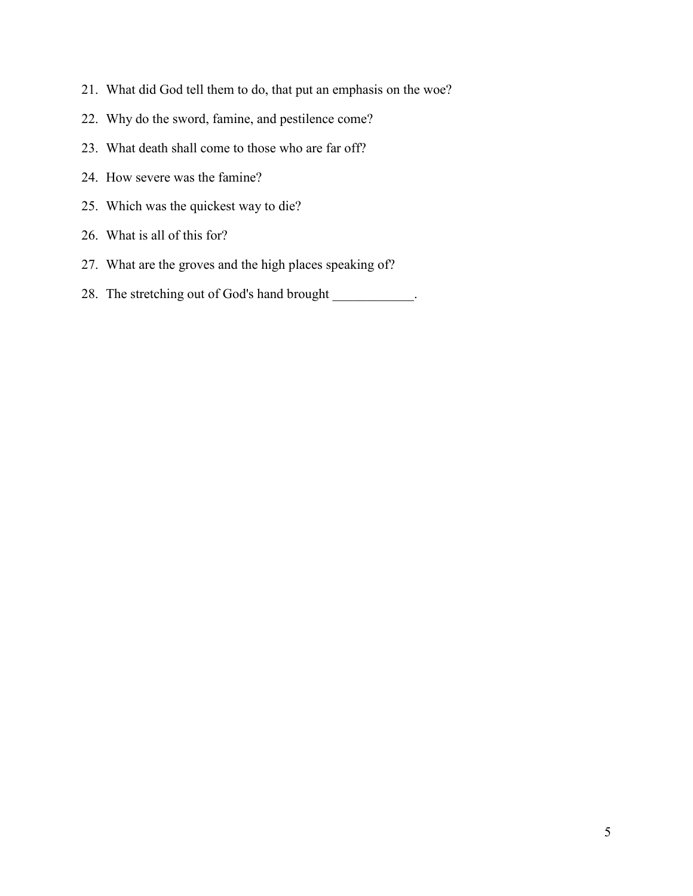21. What did God tell them to do, that put an emphasis on the woe?
22. Why do the sword, famine, and pestilence come?
23. What death shall come to those who are far off?
24. How severe was the famine?
25. Which was the quickest way to die?
26. What is all of this for?
27. What are the groves and the high places speaking of?
28. The stretching out of God's hand brought ____________.